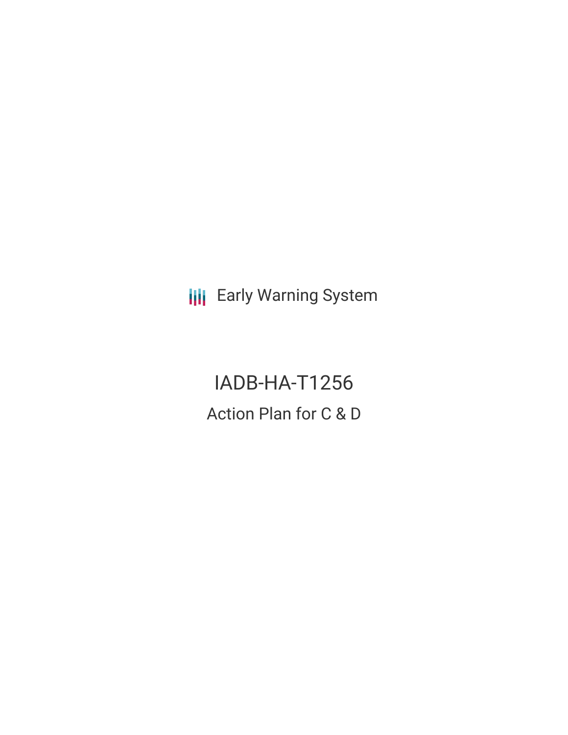Early Warning System

# IADB-HA-T1256

## Action Plan for C & D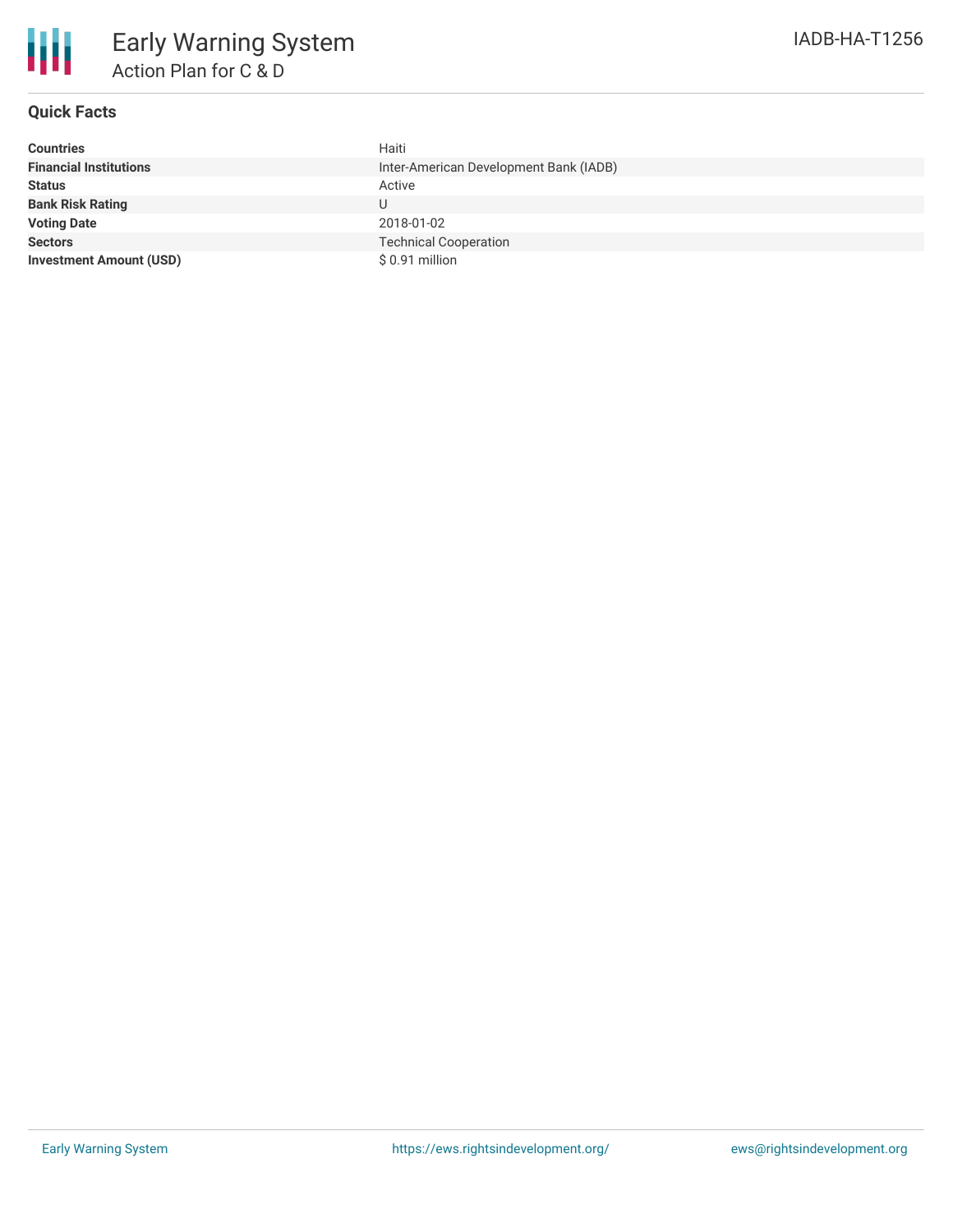# Early Warning System

## Action Plan for C & D

IADB-HA-T1256

### Quick Facts

| | |
|---|---|
| **Countries** | Haiti |
| **Financial Institutions** | Inter-American Development Bank (IADB) |
| **Status** | Active |
| **Bank Risk Rating** | U |
| **Voting Date** | 2018-01-02 |
| **Sectors** | Technical Cooperation |
| **Investment Amount (USD)** | $ 0.91 million |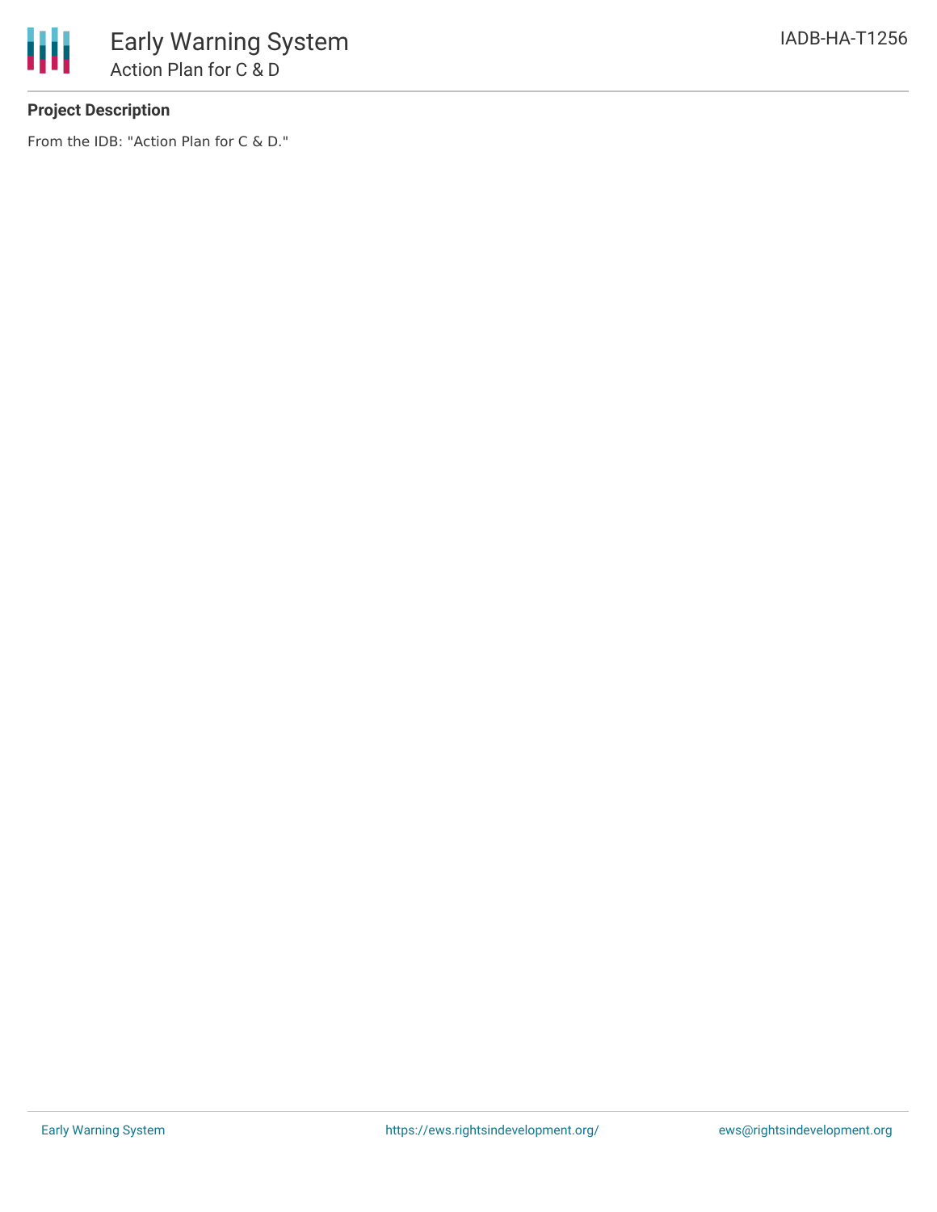# Early Warning System

## Action Plan for C & D

IADB-HA-T1256

### Project Description

From the IDB: "Action Plan for C & D."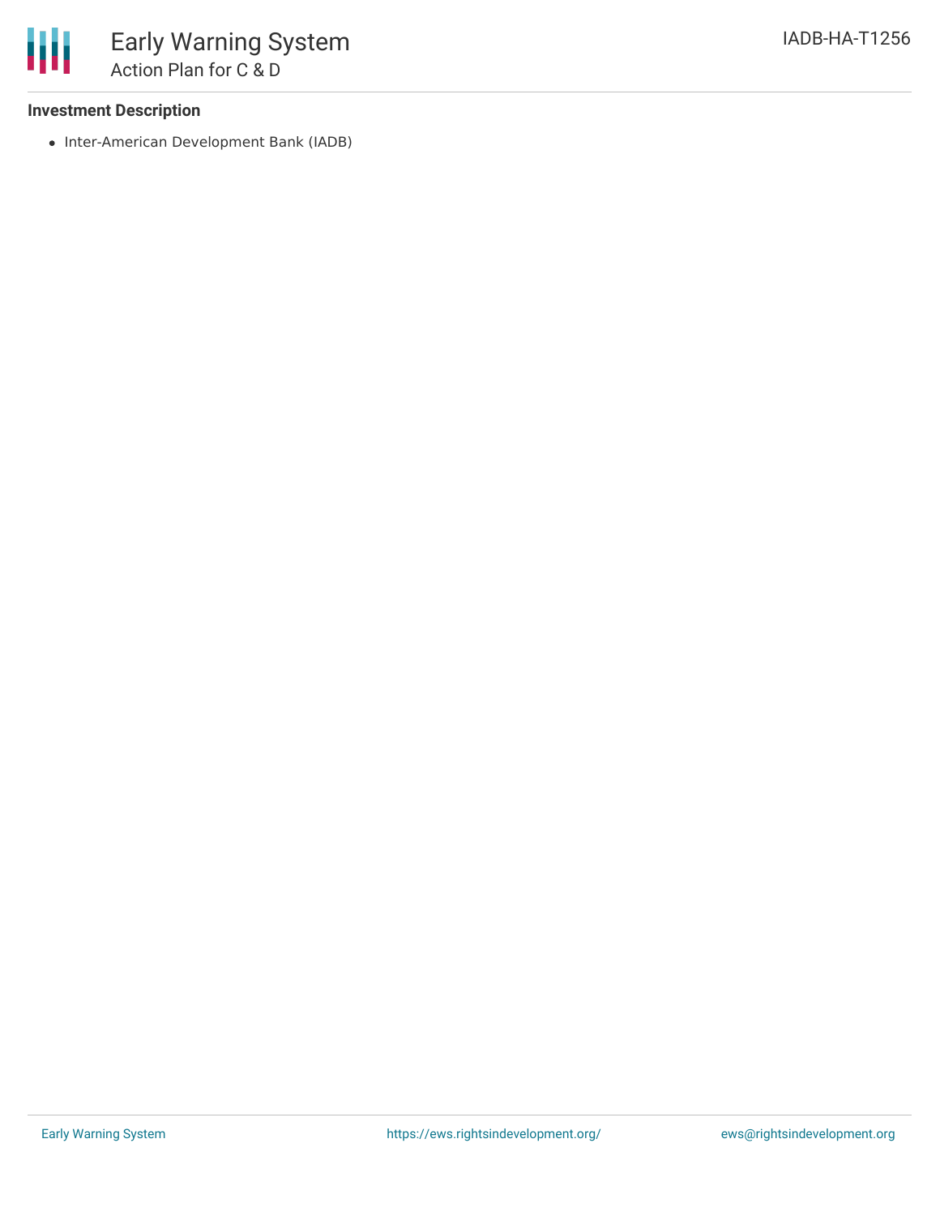**Investment Description**

- Inter-American Development Bank (IADB)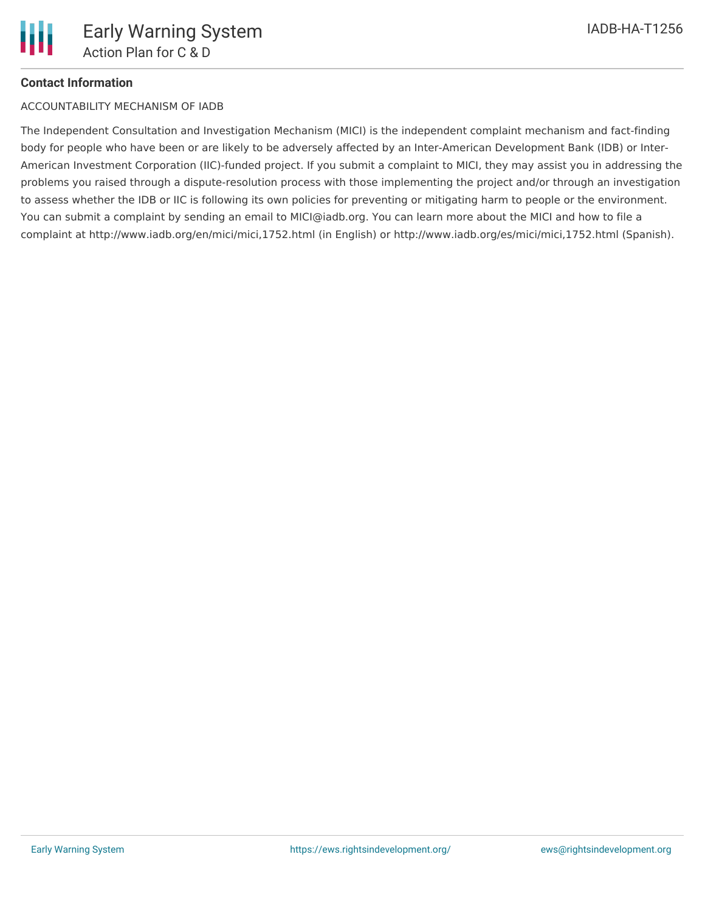**Contact Information**

ACCOUNTABILITY MECHANISM OF IADB

The Independent Consultation and Investigation Mechanism (MICI) is the independent complaint mechanism and fact-finding body for people who have been or are likely to be adversely affected by an Inter-American Development Bank (IDB) or Inter-American Investment Corporation (IIC)-funded project. If you submit a complaint to MICI, they may assist you in addressing the problems you raised through a dispute-resolution process with those implementing the project and/or through an investigation to assess whether the IDB or IIC is following its own policies for preventing or mitigating harm to people or the environment. You can submit a complaint by sending an email to MICI@iadb.org. You can learn more about the MICI and how to file a complaint at http://www.iadb.org/en/mici/mici,1752.html (in English) or http://www.iadb.org/es/mici/mici,1752.html (Spanish).